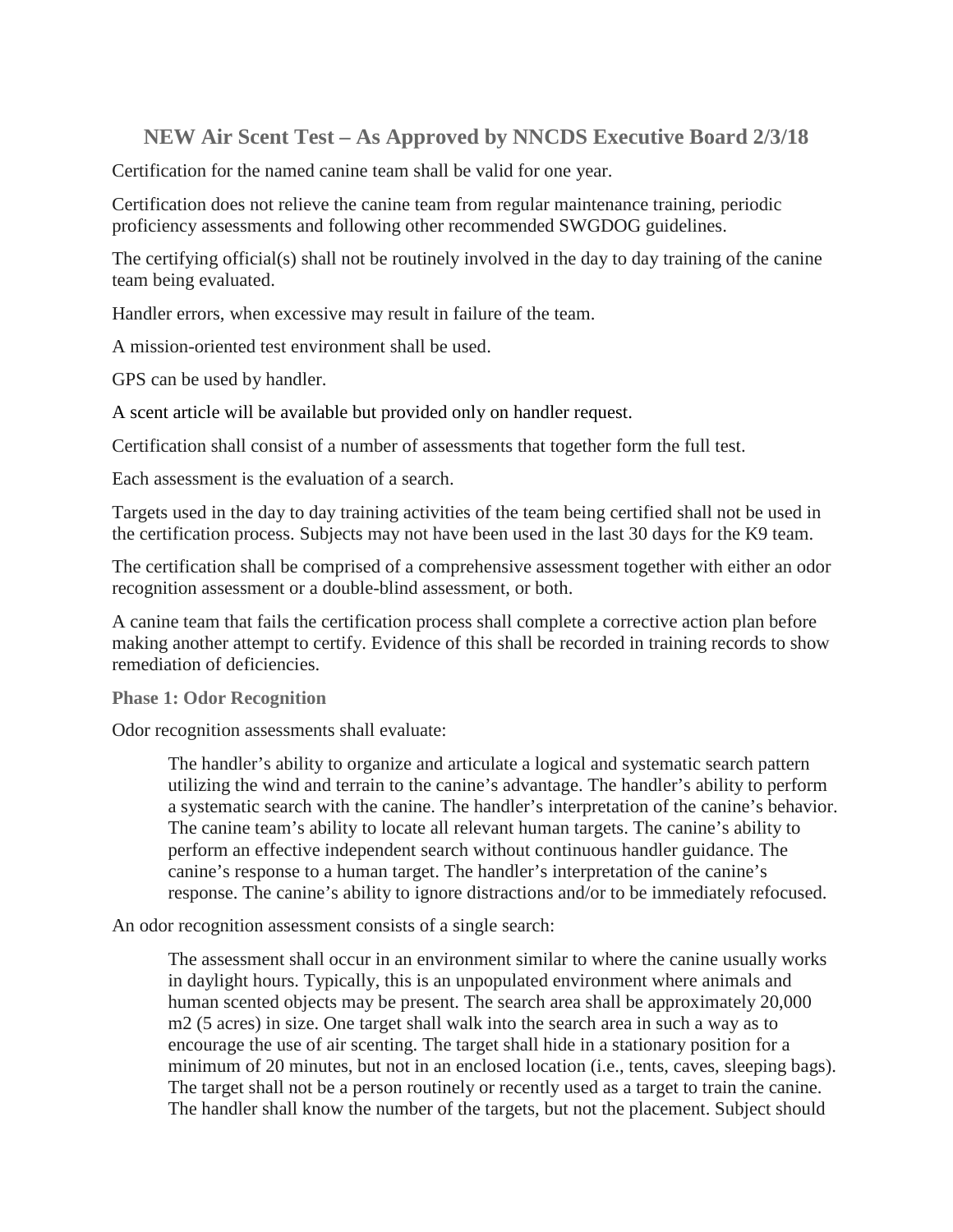## NEW Air Scent Test – As Approved by NNCDS Executive Board 2/3/18

Certification for the named canine team shall be valid for one year.

Certification does not relieve the canine team from regular maintenance training, periodic proficiency assessments and following other recommended SWGDOG guidelines.

The certifying official(s) shall not be routinely involved in the day to day training of the canine team being evaluated.

Handler errors, when excessive may result in failure of the team.

A mission-oriented test environment shall be used.

GPS can be used by handler.

A scent article will be available but provided only on handler request.

Certification shall consist of a number of assessments that together form the full test.

Each assessment is the evaluation of a search.

Targets used in the day to day training activities of the team being certified shall not be used in the certification process. Subjects may not have been used in the last 30 days for the K9 team.

The certification shall be comprised of a comprehensive assessment together with either an odor recognition assessment or a double-blind assessment, or both.

A canine team that fails the certification process shall complete a corrective action plan before making another attempt to certify. Evidence of this shall be recorded in training records to show remediation of deficiencies.

### Phase 1: Odor Recognition

Odor recognition assessments shall evaluate:

> The handler's ability to organize and articulate a logical and systematic search pattern utilizing the wind and terrain to the canine's advantage. The handler's ability to perform a systematic search with the canine. The handler's interpretation of the canine's behavior. The canine team's ability to locate all relevant human targets. The canine's ability to perform an effective independent search without continuous handler guidance. The canine's response to a human target. The handler's interpretation of the canine's response. The canine's ability to ignore distractions and/or to be immediately refocused.

An odor recognition assessment consists of a single search:

> The assessment shall occur in an environment similar to where the canine usually works in daylight hours. Typically, this is an unpopulated environment where animals and human scented objects may be present. The search area shall be approximately 20,000 m2 (5 acres) in size. One target shall walk into the search area in such a way as to encourage the use of air scenting. The target shall hide in a stationary position for a minimum of 20 minutes, but not in an enclosed location (i.e., tents, caves, sleeping bags). The target shall not be a person routinely or recently used as a target to train the canine. The handler shall know the number of the targets, but not the placement. Subject should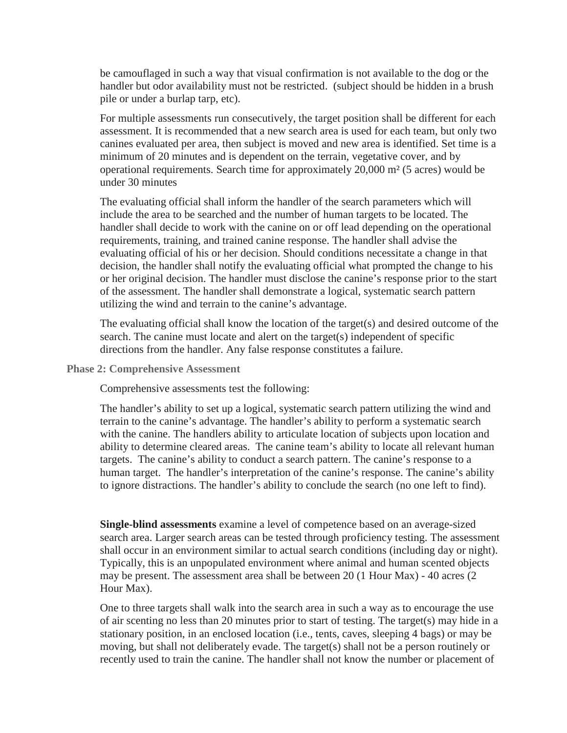be camouflaged in such a way that visual confirmation is not available to the dog or the handler but odor availability must not be restricted. (subject should be hidden in a brush pile or under a burlap tarp, etc).

For multiple assessments run consecutively, the target position shall be different for each assessment. It is recommended that a new search area is used for each team, but only two canines evaluated per area, then subject is moved and new area is identified. Set time is a minimum of 20 minutes and is dependent on the terrain, vegetative cover, and by operational requirements. Search time for approximately 20,000 m² (5 acres) would be under 30 minutes

The evaluating official shall inform the handler of the search parameters which will include the area to be searched and the number of human targets to be located. The handler shall decide to work with the canine on or off lead depending on the operational requirements, training, and trained canine response. The handler shall advise the evaluating official of his or her decision. Should conditions necessitate a change in that decision, the handler shall notify the evaluating official what prompted the change to his or her original decision. The handler must disclose the canine's response prior to the start of the assessment. The handler shall demonstrate a logical, systematic search pattern utilizing the wind and terrain to the canine's advantage.

The evaluating official shall know the location of the target(s) and desired outcome of the search. The canine must locate and alert on the target(s) independent of specific directions from the handler. Any false response constitutes a failure.

### Phase 2: Comprehensive Assessment

Comprehensive assessments test the following:

The handler's ability to set up a logical, systematic search pattern utilizing the wind and terrain to the canine's advantage. The handler's ability to perform a systematic search with the canine. The handlers ability to articulate location of subjects upon location and ability to determine cleared areas. The canine team's ability to locate all relevant human targets. The canine's ability to conduct a search pattern. The canine's response to a human target. The handler's interpretation of the canine's response. The canine's ability to ignore distractions. The handler's ability to conclude the search (no one left to find).

**Single-blind assessments** examine a level of competence based on an average-sized search area. Larger search areas can be tested through proficiency testing. The assessment shall occur in an environment similar to actual search conditions (including day or night). Typically, this is an unpopulated environment where animal and human scented objects may be present. The assessment area shall be between 20 (1 Hour Max) - 40 acres (2 Hour Max).

One to three targets shall walk into the search area in such a way as to encourage the use of air scenting no less than 20 minutes prior to start of testing. The target(s) may hide in a stationary position, in an enclosed location (i.e., tents, caves, sleeping 4 bags) or may be moving, but shall not deliberately evade. The target(s) shall not be a person routinely or recently used to train the canine. The handler shall not know the number or placement of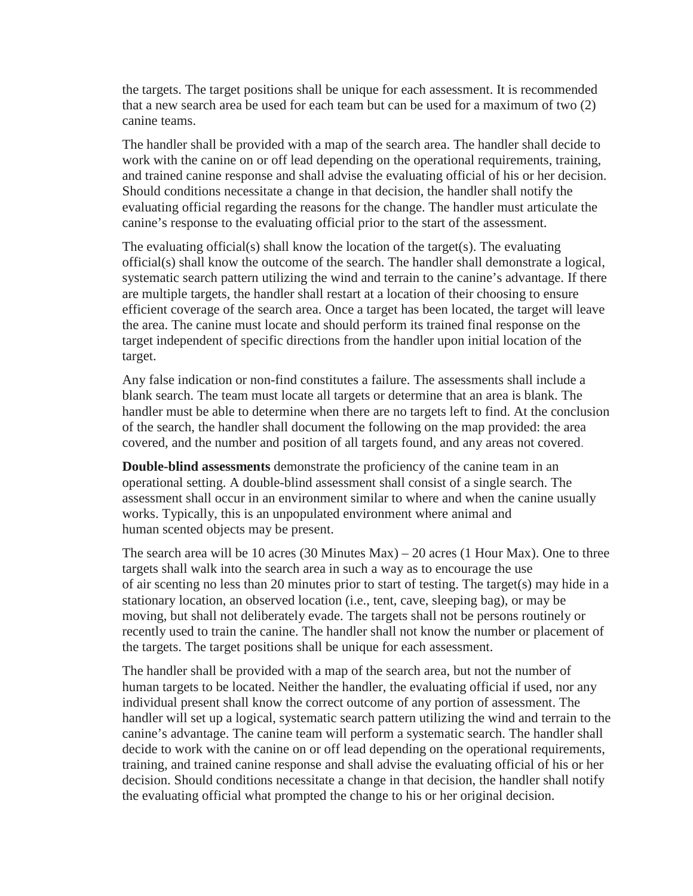the targets. The target positions shall be unique for each assessment. It is recommended that a new search area be used for each team but can be used for a maximum of two (2) canine teams.

The handler shall be provided with a map of the search area. The handler shall decide to work with the canine on or off lead depending on the operational requirements, training, and trained canine response and shall advise the evaluating official of his or her decision. Should conditions necessitate a change in that decision, the handler shall notify the evaluating official regarding the reasons for the change. The handler must articulate the canine's response to the evaluating official prior to the start of the assessment.

The evaluating official(s) shall know the location of the target(s). The evaluating official(s) shall know the outcome of the search. The handler shall demonstrate a logical, systematic search pattern utilizing the wind and terrain to the canine's advantage. If there are multiple targets, the handler shall restart at a location of their choosing to ensure efficient coverage of the search area. Once a target has been located, the target will leave the area. The canine must locate and should perform its trained final response on the target independent of specific directions from the handler upon initial location of the target.

Any false indication or non-find constitutes a failure. The assessments shall include a blank search. The team must locate all targets or determine that an area is blank. The handler must be able to determine when there are no targets left to find. At the conclusion of the search, the handler shall document the following on the map provided: the area covered, and the number and position of all targets found, and any areas not covered.

**Double-blind assessments** demonstrate the proficiency of the canine team in an operational setting. A double-blind assessment shall consist of a single search. The assessment shall occur in an environment similar to where and when the canine usually works. Typically, this is an unpopulated environment where animal and human scented objects may be present.

The search area will be 10 acres (30 Minutes Max) – 20 acres (1 Hour Max). One to three targets shall walk into the search area in such a way as to encourage the use of air scenting no less than 20 minutes prior to start of testing. The target(s) may hide in a stationary location, an observed location (i.e., tent, cave, sleeping bag), or may be moving, but shall not deliberately evade. The targets shall not be persons routinely or recently used to train the canine. The handler shall not know the number or placement of the targets. The target positions shall be unique for each assessment.

The handler shall be provided with a map of the search area, but not the number of human targets to be located. Neither the handler, the evaluating official if used, nor any individual present shall know the correct outcome of any portion of assessment. The handler will set up a logical, systematic search pattern utilizing the wind and terrain to the canine's advantage. The canine team will perform a systematic search. The handler shall decide to work with the canine on or off lead depending on the operational requirements, training, and trained canine response and shall advise the evaluating official of his or her decision. Should conditions necessitate a change in that decision, the handler shall notify the evaluating official what prompted the change to his or her original decision.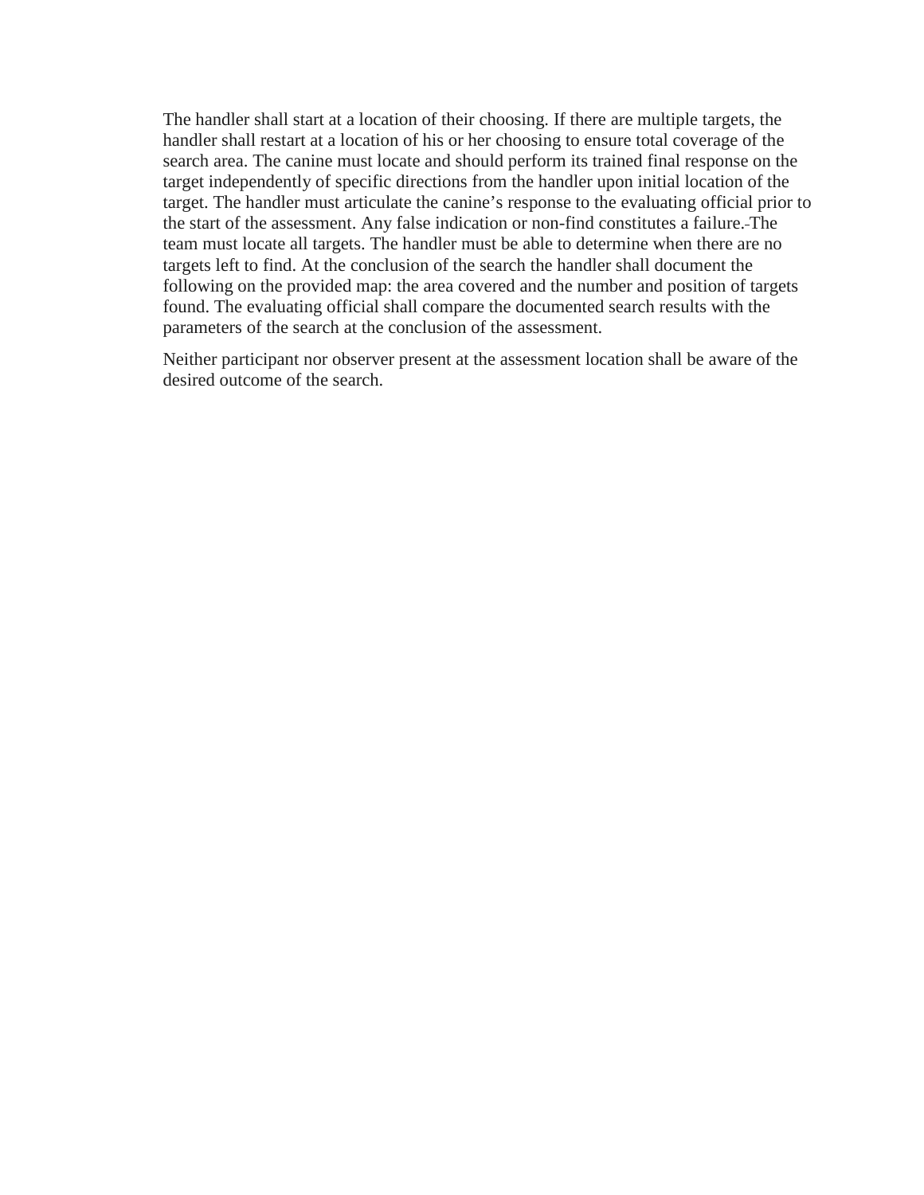The handler shall start at a location of their choosing. If there are multiple targets, the handler shall restart at a location of his or her choosing to ensure total coverage of the search area. The canine must locate and should perform its trained final response on the target independently of specific directions from the handler upon initial location of the target. The handler must articulate the canine's response to the evaluating official prior to the start of the assessment. Any false indication or non-find constitutes a failure. The team must locate all targets. The handler must be able to determine when there are no targets left to find. At the conclusion of the search the handler shall document the following on the provided map: the area covered and the number and position of targets found. The evaluating official shall compare the documented search results with the parameters of the search at the conclusion of the assessment.

Neither participant nor observer present at the assessment location shall be aware of the desired outcome of the search.